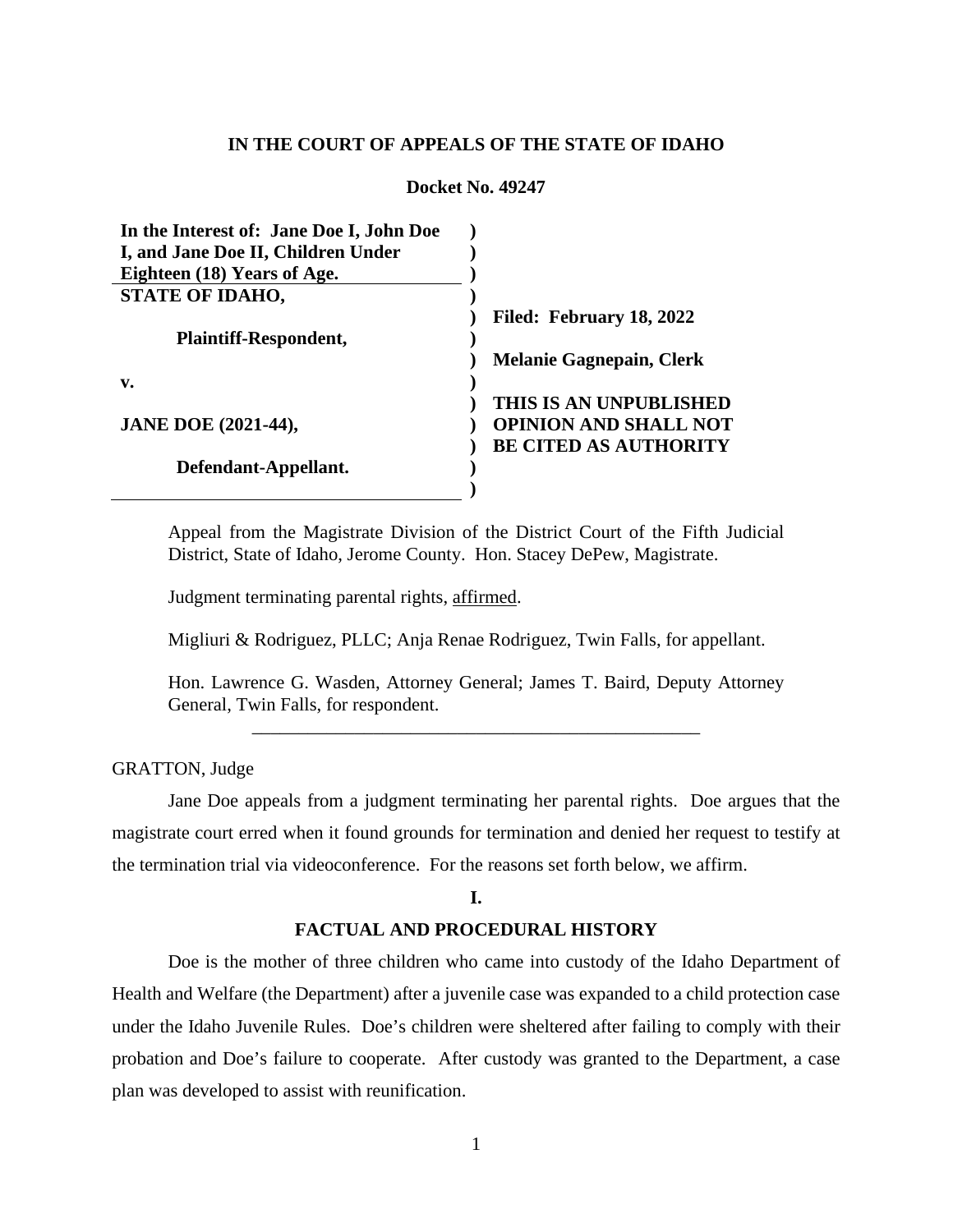**IN THE COURT OF APPEALS OF THE STATE OF IDAHO**

**Docket No. 49247**

| | |
|---|---|
| **In the Interest of: Jane Doe I, John Doe I, and Jane Doe II, Children Under Eighteen (18) Years of Age.** | |
| **STATE OF IDAHO,** | **Filed: February 18, 2022** |
| **Plaintiff-Respondent,** | **Melanie Gagnepain, Clerk** |
| **v.** | |
| **JANE DOE (2021-44),** | **THIS IS AN UNPUBLISHED OPINION AND SHALL NOT BE CITED AS AUTHORITY** |
| **Defendant-Appellant.** | |

Appeal from the Magistrate Division of the District Court of the Fifth Judicial District, State of Idaho, Jerome County. Hon. Stacey DePew, Magistrate.

Judgment terminating parental rights, affirmed.

Migliuri & Rodriguez, PLLC; Anja Renae Rodriguez, Twin Falls, for appellant.

Hon. Lawrence G. Wasden, Attorney General; James T. Baird, Deputy Attorney General, Twin Falls, for respondent.

---

GRATTON, Judge

Jane Doe appeals from a judgment terminating her parental rights. Doe argues that the magistrate court erred when it found grounds for termination and denied her request to testify at the termination trial via videoconference. For the reasons set forth below, we affirm.

## I.

## FACTUAL AND PROCEDURAL HISTORY

Doe is the mother of three children who came into custody of the Idaho Department of Health and Welfare (the Department) after a juvenile case was expanded to a child protection case under the Idaho Juvenile Rules. Doe's children were sheltered after failing to comply with their probation and Doe's failure to cooperate. After custody was granted to the Department, a case plan was developed to assist with reunification.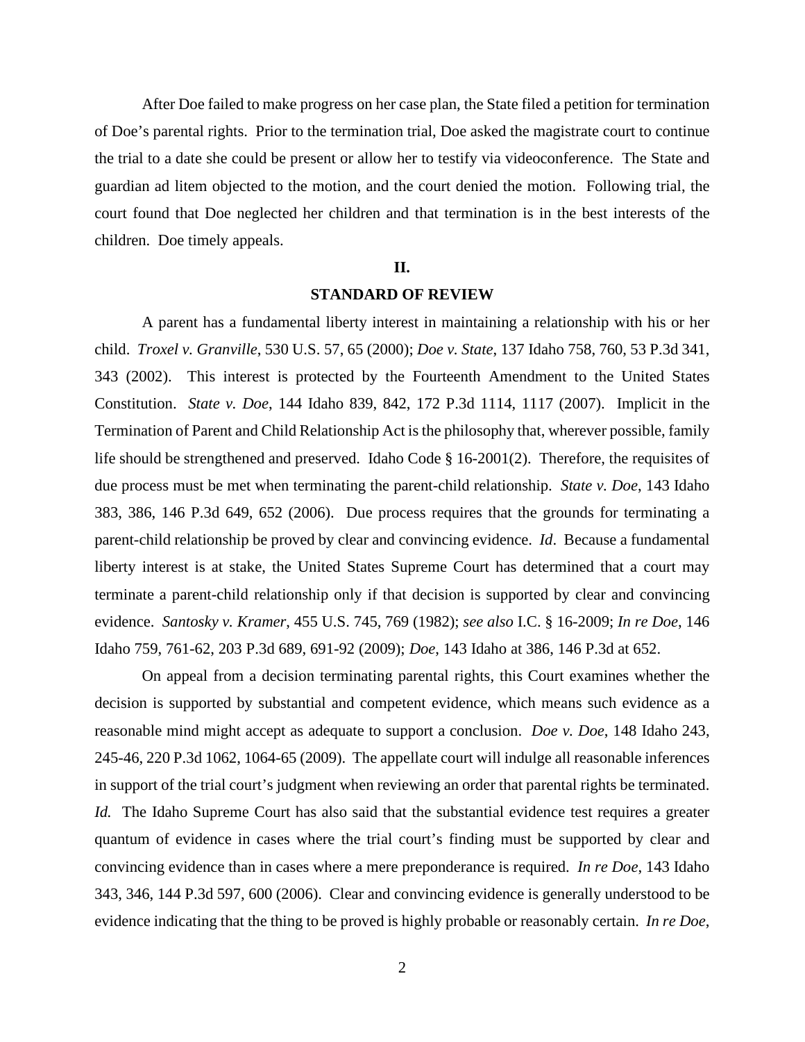After Doe failed to make progress on her case plan, the State filed a petition for termination of Doe's parental rights. Prior to the termination trial, Doe asked the magistrate court to continue the trial to a date she could be present or allow her to testify via videoconference. The State and guardian ad litem objected to the motion, and the court denied the motion. Following trial, the court found that Doe neglected her children and that termination is in the best interests of the children. Doe timely appeals.

## II.

## STANDARD OF REVIEW

A parent has a fundamental liberty interest in maintaining a relationship with his or her child. *Troxel v. Granville*, 530 U.S. 57, 65 (2000); *Doe v. State*, 137 Idaho 758, 760, 53 P.3d 341, 343 (2002). This interest is protected by the Fourteenth Amendment to the United States Constitution. *State v. Doe*, 144 Idaho 839, 842, 172 P.3d 1114, 1117 (2007). Implicit in the Termination of Parent and Child Relationship Act is the philosophy that, wherever possible, family life should be strengthened and preserved. Idaho Code § 16-2001(2). Therefore, the requisites of due process must be met when terminating the parent-child relationship. *State v. Doe*, 143 Idaho 383, 386, 146 P.3d 649, 652 (2006). Due process requires that the grounds for terminating a parent-child relationship be proved by clear and convincing evidence. *Id*. Because a fundamental liberty interest is at stake, the United States Supreme Court has determined that a court may terminate a parent-child relationship only if that decision is supported by clear and convincing evidence. *Santosky v. Kramer*, 455 U.S. 745, 769 (1982); *see also* I.C. § 16-2009; *In re Doe*, 146 Idaho 759, 761-62, 203 P.3d 689, 691-92 (2009); *Doe*, 143 Idaho at 386, 146 P.3d at 652.

On appeal from a decision terminating parental rights, this Court examines whether the decision is supported by substantial and competent evidence, which means such evidence as a reasonable mind might accept as adequate to support a conclusion. *Doe v. Doe*, 148 Idaho 243, 245-46, 220 P.3d 1062, 1064-65 (2009). The appellate court will indulge all reasonable inferences in support of the trial court's judgment when reviewing an order that parental rights be terminated. *Id.* The Idaho Supreme Court has also said that the substantial evidence test requires a greater quantum of evidence in cases where the trial court's finding must be supported by clear and convincing evidence than in cases where a mere preponderance is required. *In re Doe*, 143 Idaho 343, 346, 144 P.3d 597, 600 (2006). Clear and convincing evidence is generally understood to be evidence indicating that the thing to be proved is highly probable or reasonably certain. *In re Doe*,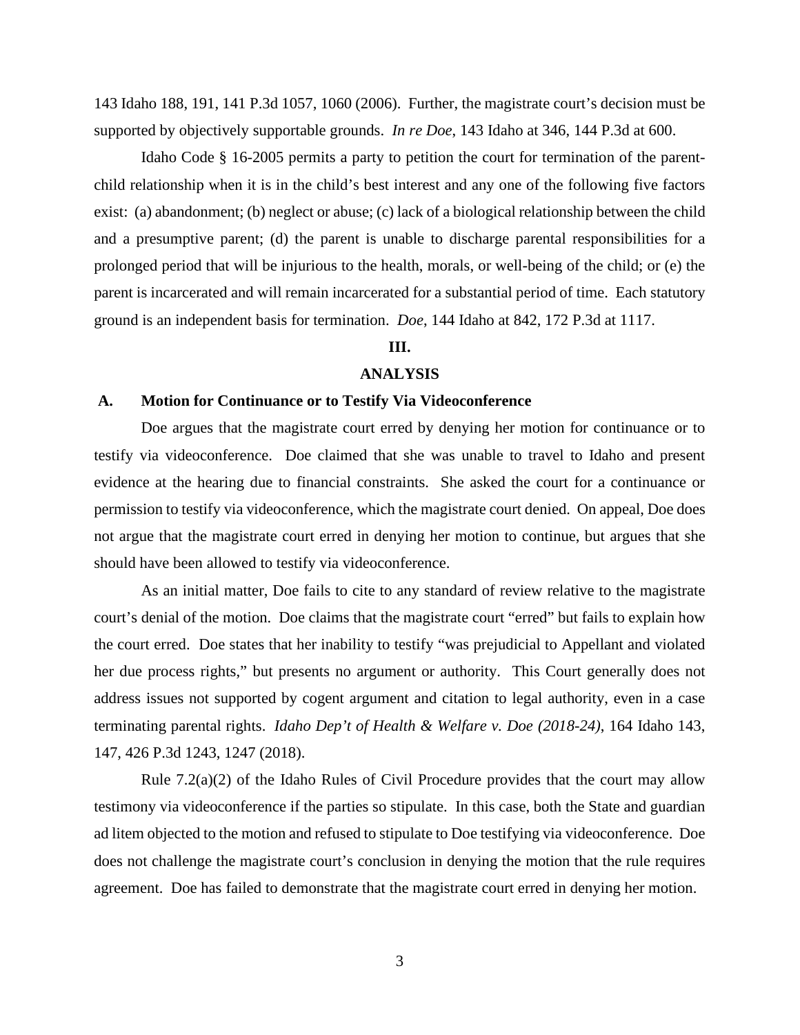143 Idaho 188, 191, 141 P.3d 1057, 1060 (2006). Further, the magistrate court's decision must be supported by objectively supportable grounds. *In re Doe*, 143 Idaho at 346, 144 P.3d at 600.

Idaho Code § 16-2005 permits a party to petition the court for termination of the parent-child relationship when it is in the child's best interest and any one of the following five factors exist: (a) abandonment; (b) neglect or abuse; (c) lack of a biological relationship between the child and a presumptive parent; (d) the parent is unable to discharge parental responsibilities for a prolonged period that will be injurious to the health, morals, or well-being of the child; or (e) the parent is incarcerated and will remain incarcerated for a substantial period of time. Each statutory ground is an independent basis for termination. *Doe*, 144 Idaho at 842, 172 P.3d at 1117.

## III.

## ANALYSIS

### A. Motion for Continuance or to Testify Via Videoconference

Doe argues that the magistrate court erred by denying her motion for continuance or to testify via videoconference. Doe claimed that she was unable to travel to Idaho and present evidence at the hearing due to financial constraints. She asked the court for a continuance or permission to testify via videoconference, which the magistrate court denied. On appeal, Doe does not argue that the magistrate court erred in denying her motion to continue, but argues that she should have been allowed to testify via videoconference.

As an initial matter, Doe fails to cite to any standard of review relative to the magistrate court's denial of the motion. Doe claims that the magistrate court "erred" but fails to explain how the court erred. Doe states that her inability to testify "was prejudicial to Appellant and violated her due process rights," but presents no argument or authority. This Court generally does not address issues not supported by cogent argument and citation to legal authority, even in a case terminating parental rights. *Idaho Dep't of Health & Welfare v. Doe (2018-24)*, 164 Idaho 143, 147, 426 P.3d 1243, 1247 (2018).

Rule 7.2(a)(2) of the Idaho Rules of Civil Procedure provides that the court may allow testimony via videoconference if the parties so stipulate. In this case, both the State and guardian ad litem objected to the motion and refused to stipulate to Doe testifying via videoconference. Doe does not challenge the magistrate court's conclusion in denying the motion that the rule requires agreement. Doe has failed to demonstrate that the magistrate court erred in denying her motion.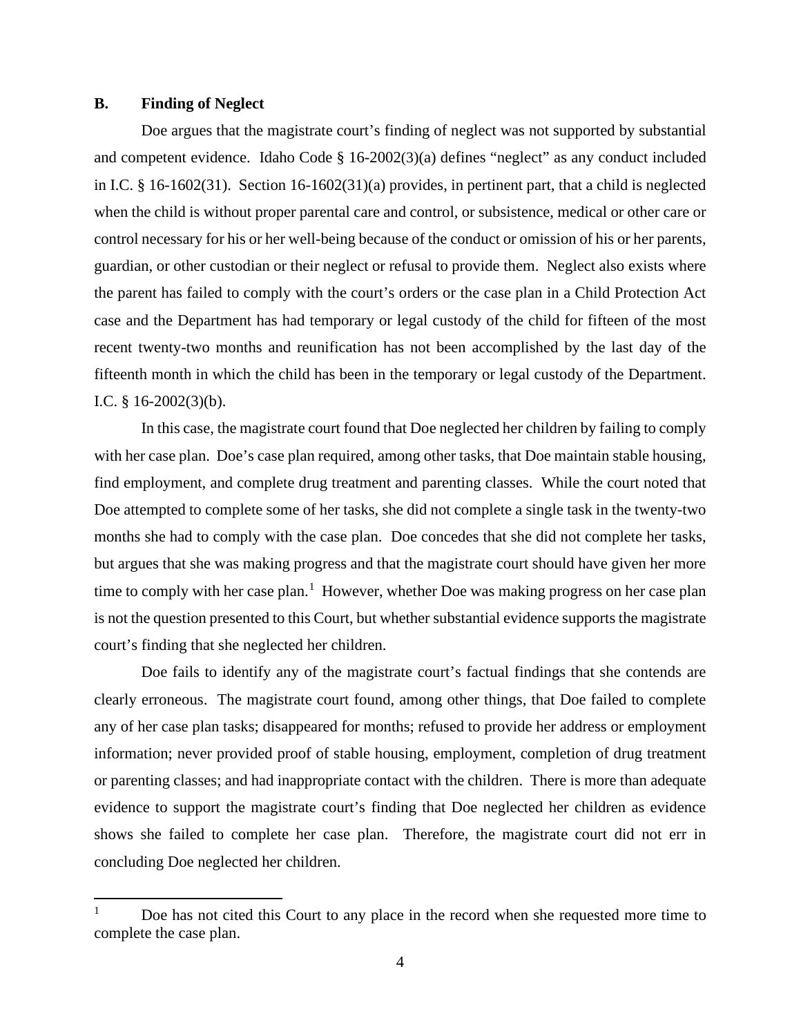### B. Finding of Neglect

Doe argues that the magistrate court's finding of neglect was not supported by substantial and competent evidence. Idaho Code § 16-2002(3)(a) defines "neglect" as any conduct included in I.C. § 16-1602(31). Section 16-1602(31)(a) provides, in pertinent part, that a child is neglected when the child is without proper parental care and control, or subsistence, medical or other care or control necessary for his or her well-being because of the conduct or omission of his or her parents, guardian, or other custodian or their neglect or refusal to provide them. Neglect also exists where the parent has failed to comply with the court's orders or the case plan in a Child Protection Act case and the Department has had temporary or legal custody of the child for fifteen of the most recent twenty-two months and reunification has not been accomplished by the last day of the fifteenth month in which the child has been in the temporary or legal custody of the Department. I.C. § 16-2002(3)(b).

In this case, the magistrate court found that Doe neglected her children by failing to comply with her case plan. Doe's case plan required, among other tasks, that Doe maintain stable housing, find employment, and complete drug treatment and parenting classes. While the court noted that Doe attempted to complete some of her tasks, she did not complete a single task in the twenty-two months she had to comply with the case plan. Doe concedes that she did not complete her tasks, but argues that she was making progress and that the magistrate court should have given her more time to comply with her case plan.[1] However, whether Doe was making progress on her case plan is not the question presented to this Court, but whether substantial evidence supports the magistrate court's finding that she neglected her children.

Doe fails to identify any of the magistrate court's factual findings that she contends are clearly erroneous. The magistrate court found, among other things, that Doe failed to complete any of her case plan tasks; disappeared for months; refused to provide her address or employment information; never provided proof of stable housing, employment, completion of drug treatment or parenting classes; and had inappropriate contact with the children. There is more than adequate evidence to support the magistrate court's finding that Doe neglected her children as evidence shows she failed to complete her case plan. Therefore, the magistrate court did not err in concluding Doe neglected her children.

---

[1] Doe has not cited this Court to any place in the record when she requested more time to complete the case plan.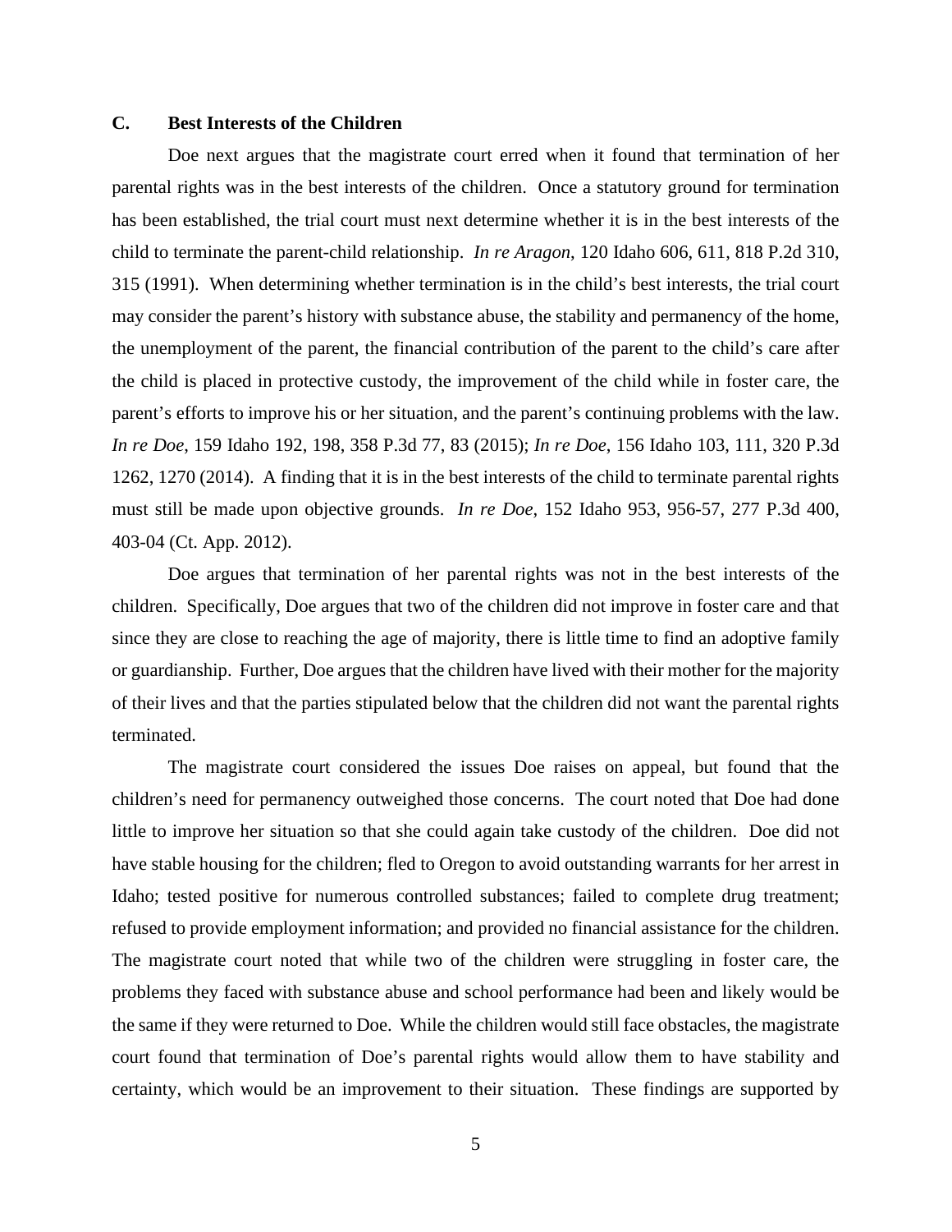### C. Best Interests of the Children

Doe next argues that the magistrate court erred when it found that termination of her parental rights was in the best interests of the children. Once a statutory ground for termination has been established, the trial court must next determine whether it is in the best interests of the child to terminate the parent-child relationship. *In re Aragon*, 120 Idaho 606, 611, 818 P.2d 310, 315 (1991). When determining whether termination is in the child's best interests, the trial court may consider the parent's history with substance abuse, the stability and permanency of the home, the unemployment of the parent, the financial contribution of the parent to the child's care after the child is placed in protective custody, the improvement of the child while in foster care, the parent's efforts to improve his or her situation, and the parent's continuing problems with the law. *In re Doe*, 159 Idaho 192, 198, 358 P.3d 77, 83 (2015); *In re Doe*, 156 Idaho 103, 111, 320 P.3d 1262, 1270 (2014). A finding that it is in the best interests of the child to terminate parental rights must still be made upon objective grounds. *In re Doe*, 152 Idaho 953, 956-57, 277 P.3d 400, 403-04 (Ct. App. 2012).

Doe argues that termination of her parental rights was not in the best interests of the children. Specifically, Doe argues that two of the children did not improve in foster care and that since they are close to reaching the age of majority, there is little time to find an adoptive family or guardianship. Further, Doe argues that the children have lived with their mother for the majority of their lives and that the parties stipulated below that the children did not want the parental rights terminated.

The magistrate court considered the issues Doe raises on appeal, but found that the children's need for permanency outweighed those concerns. The court noted that Doe had done little to improve her situation so that she could again take custody of the children. Doe did not have stable housing for the children; fled to Oregon to avoid outstanding warrants for her arrest in Idaho; tested positive for numerous controlled substances; failed to complete drug treatment; refused to provide employment information; and provided no financial assistance for the children. The magistrate court noted that while two of the children were struggling in foster care, the problems they faced with substance abuse and school performance had been and likely would be the same if they were returned to Doe. While the children would still face obstacles, the magistrate court found that termination of Doe's parental rights would allow them to have stability and certainty, which would be an improvement to their situation. These findings are supported by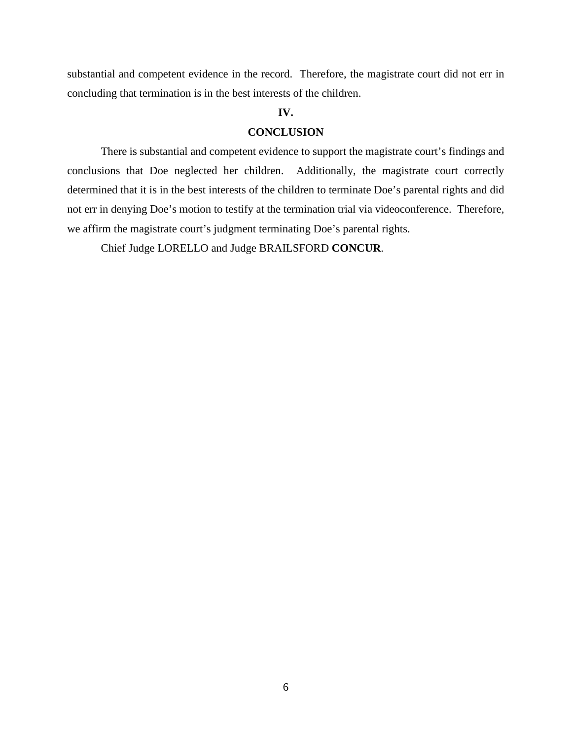substantial and competent evidence in the record. Therefore, the magistrate court did not err in concluding that termination is in the best interests of the children.

## IV.

## CONCLUSION

There is substantial and competent evidence to support the magistrate court's findings and conclusions that Doe neglected her children. Additionally, the magistrate court correctly determined that it is in the best interests of the children to terminate Doe's parental rights and did not err in denying Doe's motion to testify at the termination trial via videoconference. Therefore, we affirm the magistrate court's judgment terminating Doe's parental rights.

Chief Judge LORELLO and Judge BRAILSFORD **CONCUR**.